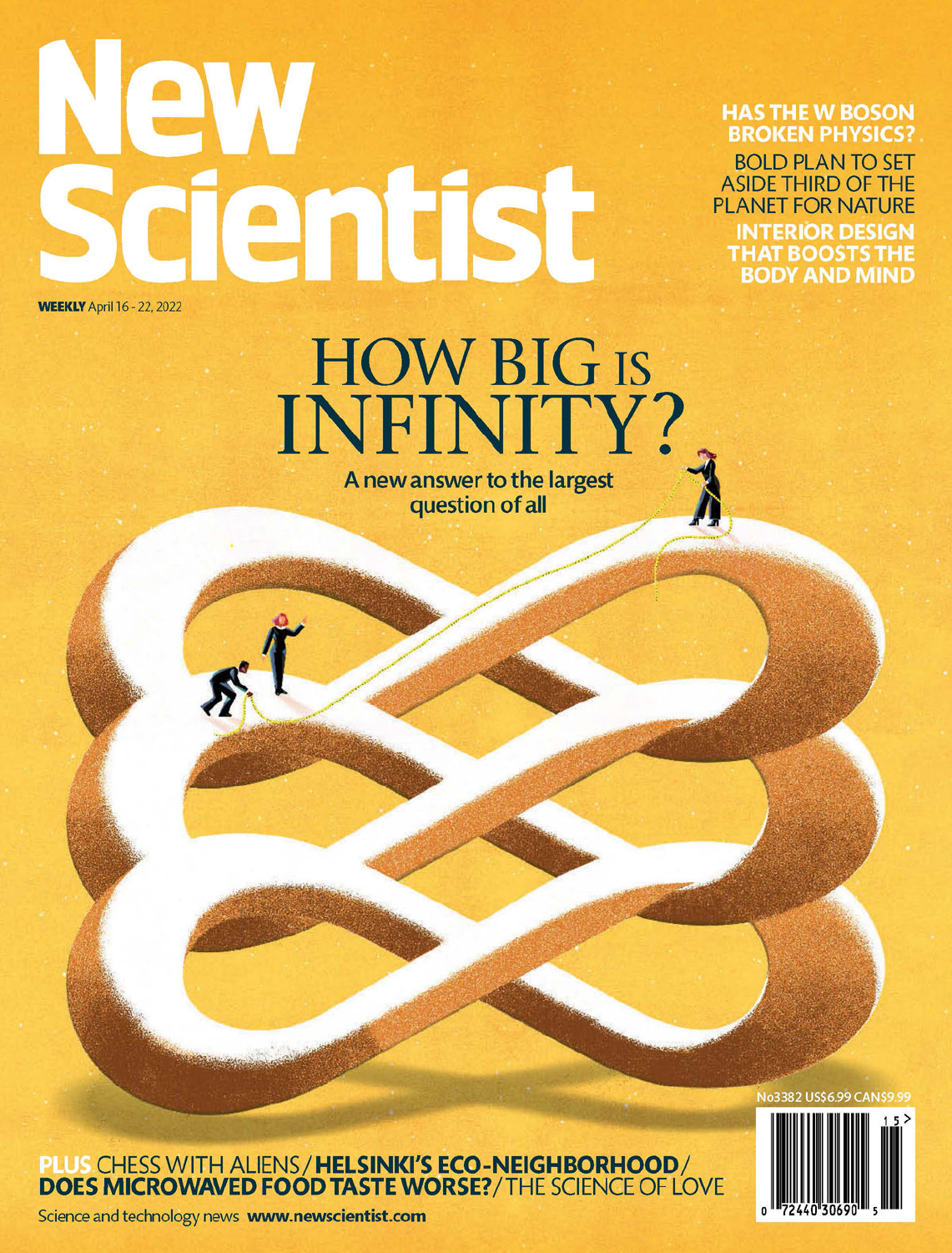# New Scientist

**WEEKLY** April 16 - 22, 2022

**HAS THE W BOSON BROKEN PHYSICS?**

BOLD PLAN TO SET ASIDE THIRD OF THE PLANET FOR NATURE

**INTERIOR DESIGN THAT BOOSTS THE BODY AND MIND**

## HOW BIG IS INFINITY?

**A new answer to the largest question of all**

No3382 US$6.99 CAN$9.99

**PLUS** CHESS WITH ALIENS / **HELSINKI'S ECO-NEIGHBORHOOD** / **DOES MICROWAVED FOOD TASTE WORSE?** / THE SCIENCE OF LOVE

Science and technology news **www.newscientist.com**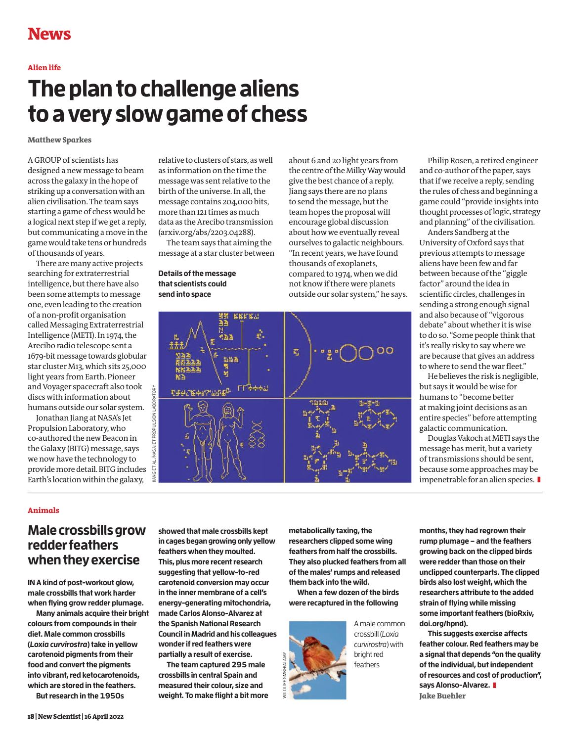# News

**Alien life**

## The plan to challenge aliens to a very slow game of chess

**Matthew Sparkes**

A GROUP of scientists has designed a new message to beam across the galaxy in the hope of striking up a conversation with an alien civilisation. The team says starting a game of chess would be a logical next step if we get a reply, but communicating a move in the game would take tens or hundreds of thousands of years.

There are many active projects searching for extraterrestrial intelligence, but there have also been some attempts to message one, even leading to the creation of a non-profit organisation called Messaging Extraterrestrial Intelligence (METI). In 1974, the Arecibo radio telescope sent a 1679-bit message towards globular star cluster M13, which sits 25,000 light years from Earth. Pioneer and Voyager spacecraft also took discs with information about humans outside our solar system.

Jonathan Jiang at NASA's Jet Propulsion Laboratory, who co-authored the new Beacon in the Galaxy (BITG) message, says we now have the technology to provide more detail. BITG includes Earth's location within the galaxy, relative to clusters of stars, as well as information on the time the message was sent relative to the birth of the universe. In all, the message contains 204,000 bits, more than 121 times as much data as the Arecibo transmission (arxiv.org/abs/2203.04288).

The team says that aiming the message at a star cluster between about 6 and 20 light years from the centre of the Milky Way would give the best chance of a reply. Jiang says there are no plans to send the message, but the team hopes the proposal will encourage global discussion about how we eventually reveal ourselves to galactic neighbours. "In recent years, we have found thousands of exoplanets, compared to 1974, when we did not know if there were planets outside our solar system," he says.

**Details of the message that scientists could send into space**

Philip Rosen, a retired engineer and co-author of the paper, says that if we receive a reply, sending the rules of chess and beginning a game could "provide insights into thought processes of logic, strategy and planning" of the civilisation.

Anders Sandberg at the University of Oxford says that previous attempts to message aliens have been few and far between because of the "giggle factor" around the idea in scientific circles, challenges in sending a strong enough signal and also because of "vigorous debate" about whether it is wise to do so. "Some people think that it's really risky to say where we are because that gives an address to where to send the war fleet."

He believes the risk is negligible, but says it would be wise for humans to "become better at making joint decisions as an entire species" before attempting galactic communication.

Douglas Vakoch at METI says the message has merit, but a variety of transmissions should be sent, because some approaches may be impenetrable for an alien species. ■

---

**Animals**

## Male crossbills grow redder feathers when they exercise

**IN A kind of post-workout glow, male crossbills that work harder when flying grow redder plumage.**

**Many animals acquire their bright colours from compounds in their diet. Male common crossbills (*Loxia curvirostra*) take in yellow carotenoid pigments from their food and convert the pigments into vibrant, red ketocarotenoids, which are stored in the feathers.**

**But research in the 1950s showed that male crossbills kept in cages began growing only yellow feathers when they moulted. This, plus more recent research suggesting that yellow-to-red carotenoid conversion may occur in the inner membrane of a cell's energy-generating mitochondria, made Carlos Alonso-Alvarez at the Spanish National Research Council in Madrid and his colleagues wonder if red feathers were partially a result of exercise.**

**The team captured 295 male crossbills in central Spain and measured their colour, size and weight. To make flight a bit more metabolically taxing, the researchers clipped some wing feathers from half the crossbills. They also plucked feathers from all of the males' rumps and released them back into the wild.**

**When a few dozen of the birds were recaptured in the following months, they had regrown their rump plumage – and the feathers growing back on the clipped birds were redder than those on their unclipped counterparts. The clipped birds also lost weight, which the researchers attribute to the added strain of flying while missing some important feathers (bioRxiv, doi.org/hpnd).**

**This suggests exercise affects feather colour. Red feathers may be a signal that depends "on the quality of the individual, but independent of resources and cost of production", says Alonso-Alvarez. ■**

**Jake Buehler**

A male common crossbill (*Loxia curvirostra*) with bright red feathers